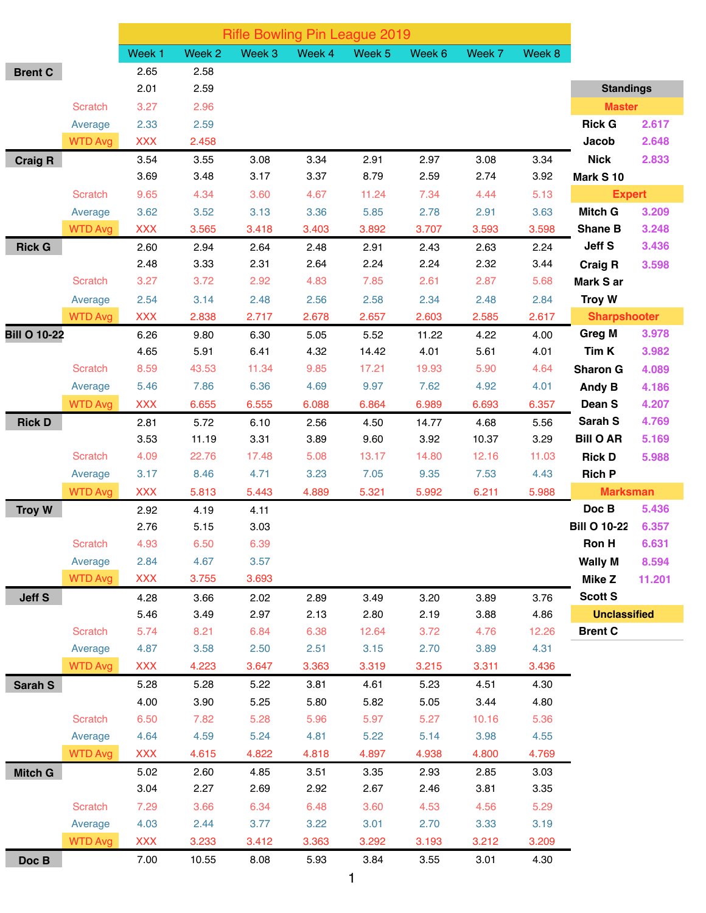# Rifle Bowling Pin League 2019

| | | Week 1 | Week 2 | Week 3 | Week 4 | Week 5 | Week 6 | Week 7 | Week 8 |
|---|---|---|---|---|---|---|---|---|---|
| **Brent C** | | 2.65 | 2.58 | | | | | | |
| | | 2.01 | 2.59 | | | | | | |
| | Scratch | 3.27 | 2.96 | | | | | | |
| | Average | 2.33 | 2.59 | | | | | | |
| | WTD Avg | XXX | 2.458 | | | | | | |
| **Craig R** | | 3.54 | 3.55 | 3.08 | 3.34 | 2.91 | 2.97 | 3.08 | 3.34 |
| | | 3.69 | 3.48 | 3.17 | 3.37 | 8.79 | 2.59 | 2.74 | 3.92 |
| | Scratch | 9.65 | 4.34 | 3.60 | 4.67 | 11.24 | 7.34 | 4.44 | 5.13 |
| | Average | 3.62 | 3.52 | 3.13 | 3.36 | 5.85 | 2.78 | 2.91 | 3.63 |
| | WTD Avg | XXX | 3.565 | 3.418 | 3.403 | 3.892 | 3.707 | 3.593 | 3.598 |
| **Rick G** | | 2.60 | 2.94 | 2.64 | 2.48 | 2.91 | 2.43 | 2.63 | 2.24 |
| | | 2.48 | 3.33 | 2.31 | 2.64 | 2.24 | 2.24 | 2.32 | 3.44 |
| | Scratch | 3.27 | 3.72 | 2.92 | 4.83 | 7.85 | 2.61 | 2.87 | 5.68 |
| | Average | 2.54 | 3.14 | 2.48 | 2.56 | 2.58 | 2.34 | 2.48 | 2.84 |
| | WTD Avg | XXX | 2.838 | 2.717 | 2.678 | 2.657 | 2.603 | 2.585 | 2.617 |
| **Bill O 10-22** | | 6.26 | 9.80 | 6.30 | 5.05 | 5.52 | 11.22 | 4.22 | 4.00 |
| | | 4.65 | 5.91 | 6.41 | 4.32 | 14.42 | 4.01 | 5.61 | 4.01 |
| | Scratch | 8.59 | 43.53 | 11.34 | 9.85 | 17.21 | 19.93 | 5.90 | 4.64 |
| | Average | 5.46 | 7.86 | 6.36 | 4.69 | 9.97 | 7.62 | 4.92 | 4.01 |
| | WTD Avg | XXX | 6.655 | 6.555 | 6.088 | 6.864 | 6.989 | 6.693 | 6.357 |
| **Rick D** | | 2.81 | 5.72 | 6.10 | 2.56 | 4.50 | 14.77 | 4.68 | 5.56 |
| | | 3.53 | 11.19 | 3.31 | 3.89 | 9.60 | 3.92 | 10.37 | 3.29 |
| | Scratch | 4.09 | 22.76 | 17.48 | 5.08 | 13.17 | 14.80 | 12.16 | 11.03 |
| | Average | 3.17 | 8.46 | 4.71 | 3.23 | 7.05 | 9.35 | 7.53 | 4.43 |
| | WTD Avg | XXX | 5.813 | 5.443 | 4.889 | 5.321 | 5.992 | 6.211 | 5.988 |
| **Troy W** | | 2.92 | 4.19 | 4.11 | | | | | |
| | | 2.76 | 5.15 | 3.03 | | | | | |
| | Scratch | 4.93 | 6.50 | 6.39 | | | | | |
| | Average | 2.84 | 4.67 | 3.57 | | | | | |
| | WTD Avg | XXX | 3.755 | 3.693 | | | | | |
| **Jeff S** | | 4.28 | 3.66 | 2.02 | 2.89 | 3.49 | 3.20 | 3.89 | 3.76 |
| | | 5.46 | 3.49 | 2.97 | 2.13 | 2.80 | 2.19 | 3.88 | 4.86 |
| | Scratch | 5.74 | 8.21 | 6.84 | 6.38 | 12.64 | 3.72 | 4.76 | 12.26 |
| | Average | 4.87 | 3.58 | 2.50 | 2.51 | 3.15 | 2.70 | 3.89 | 4.31 |
| | WTD Avg | XXX | 4.223 | 3.647 | 3.363 | 3.319 | 3.215 | 3.311 | 3.436 |
| **Sarah S** | | 5.28 | 5.28 | 5.22 | 3.81 | 4.61 | 5.23 | 4.51 | 4.30 |
| | | 4.00 | 3.90 | 5.25 | 5.80 | 5.82 | 5.05 | 3.44 | 4.80 |
| | Scratch | 6.50 | 7.82 | 5.28 | 5.96 | 5.97 | 5.27 | 10.16 | 5.36 |
| | Average | 4.64 | 4.59 | 5.24 | 4.81 | 5.22 | 5.14 | 3.98 | 4.55 |
| | WTD Avg | XXX | 4.615 | 4.822 | 4.818 | 4.897 | 4.938 | 4.800 | 4.769 |
| **Mitch G** | | 5.02 | 2.60 | 4.85 | 3.51 | 3.35 | 2.93 | 2.85 | 3.03 |
| | | 3.04 | 2.27 | 2.69 | 2.92 | 2.67 | 2.46 | 3.81 | 3.35 |
| | Scratch | 7.29 | 3.66 | 6.34 | 6.48 | 3.60 | 4.53 | 4.56 | 5.29 |
| | Average | 4.03 | 2.44 | 3.77 | 3.22 | 3.01 | 2.70 | 3.33 | 3.19 |
| | WTD Avg | XXX | 3.233 | 3.412 | 3.363 | 3.292 | 3.193 | 3.212 | 3.209 |
| **Doc B** | | 7.00 | 10.55 | 8.08 | 5.93 | 3.84 | 3.55 | 3.01 | 4.30 |

## Standings

| Name | WTD Avg |
|---|---|
| **Master** | |
| Rick G | 2.617 |
| Jacob | 2.648 |
| Nick | 2.833 |
| Mark S 10 | |
| **Expert** | |
| Mitch G | 3.209 |
| Shane B | 3.248 |
| Jeff S | 3.436 |
| Craig R | 3.598 |
| Mark S ar | |
| Troy W | |
| **Sharpshooter** | |
| Greg M | 3.978 |
| Tim K | 3.982 |
| Sharon G | 4.089 |
| Andy B | 4.186 |
| Dean S | 4.207 |
| Sarah S | 4.769 |
| Bill O AR | 5.169 |
| Rick D | 5.988 |
| Rich P | |
| **Marksman** | |
| Doc B | 5.436 |
| Bill O 10-22 | 6.357 |
| Ron H | 6.631 |
| Wally M | 8.594 |
| Mike Z | 11.201 |
| Scott S | |
| **Unclassified** | |
| Brent C | |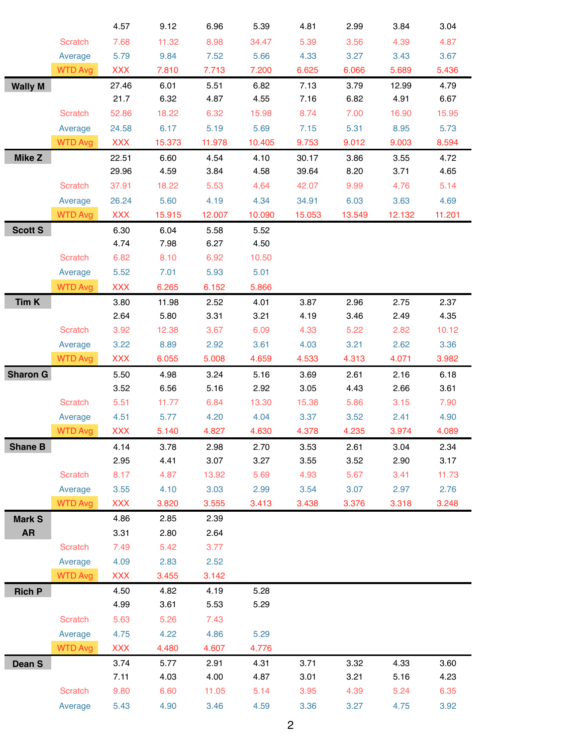| | | | | | | | | |
|---|---|---|---|---|---|---|---|---|
| | 4.57 | 9.12 | 6.96 | 5.39 | 4.81 | 2.99 | 3.84 | 3.04 |
| Scratch | 7.68 | 11.32 | 8.98 | 34.47 | 5.39 | 3.56 | 4.39 | 4.87 |
| Average | 5.79 | 9.84 | 7.52 | 5.66 | 4.33 | 3.27 | 3.43 | 3.67 |
| WTD Avg | XXX | 7.810 | 7.713 | 7.200 | 6.625 | 6.066 | 5.689 | 5.436 |
| **Wally M** | 27.46 | 6.01 | 5.51 | 6.82 | 7.13 | 3.79 | 12.99 | 4.79 |
| | 21.7 | 6.32 | 4.87 | 4.55 | 7.16 | 6.82 | 4.91 | 6.67 |
| Scratch | 52.86 | 18.22 | 6.32 | 15.98 | 8.74 | 7.00 | 16.90 | 15.95 |
| Average | 24.58 | 6.17 | 5.19 | 5.69 | 7.15 | 5.31 | 8.95 | 5.73 |
| WTD Avg | XXX | 15.373 | 11.978 | 10.405 | 9.753 | 9.012 | 9.003 | 8.594 |
| **Mike Z** | 22.51 | 6.60 | 4.54 | 4.10 | 30.17 | 3.86 | 3.55 | 4.72 |
| | 29.96 | 4.59 | 3.84 | 4.58 | 39.64 | 8.20 | 3.71 | 4.65 |
| Scratch | 37.91 | 18.22 | 5.53 | 4.64 | 42.07 | 9.99 | 4.76 | 5.14 |
| Average | 26.24 | 5.60 | 4.19 | 4.34 | 34.91 | 6.03 | 3.63 | 4.69 |
| WTD Avg | XXX | 15.915 | 12.007 | 10.090 | 15.053 | 13.549 | 12.132 | 11.201 |
| **Scott S** | 6.30 | 6.04 | 5.58 | 5.52 | | | | |
| | 4.74 | 7.98 | 6.27 | 4.50 | | | | |
| Scratch | 6.82 | 8.10 | 6.92 | 10.50 | | | | |
| Average | 5.52 | 7.01 | 5.93 | 5.01 | | | | |
| WTD Avg | XXX | 6.265 | 6.152 | 5.866 | | | | |
| **Tim K** | 3.80 | 11.98 | 2.52 | 4.01 | 3.87 | 2.96 | 2.75 | 2.37 |
| | 2.64 | 5.80 | 3.31 | 3.21 | 4.19 | 3.46 | 2.49 | 4.35 |
| Scratch | 3.92 | 12.38 | 3.67 | 6.09 | 4.33 | 5.22 | 2.82 | 10.12 |
| Average | 3.22 | 8.89 | 2.92 | 3.61 | 4.03 | 3.21 | 2.62 | 3.36 |
| WTD Avg | XXX | 6.055 | 5.008 | 4.659 | 4.533 | 4.313 | 4.071 | 3.982 |
| **Sharon G** | 5.50 | 4.98 | 3.24 | 5.16 | 3.69 | 2.61 | 2.16 | 6.18 |
| | 3.52 | 6.56 | 5.16 | 2.92 | 3.05 | 4.43 | 2.66 | 3.61 |
| Scratch | 5.51 | 11.77 | 6.84 | 13.30 | 15.38 | 5.86 | 3.15 | 7.90 |
| Average | 4.51 | 5.77 | 4.20 | 4.04 | 3.37 | 3.52 | 2.41 | 4.90 |
| WTD Avg | XXX | 5.140 | 4.827 | 4.630 | 4.378 | 4.235 | 3.974 | 4.089 |
| **Shane B** | 4.14 | 3.78 | 2.98 | 2.70 | 3.53 | 2.61 | 3.04 | 2.34 |
| | 2.95 | 4.41 | 3.07 | 3.27 | 3.55 | 3.52 | 2.90 | 3.17 |
| Scratch | 8.17 | 4.87 | 13.92 | 5.69 | 4.93 | 5.67 | 3.41 | 11.73 |
| Average | 3.55 | 4.10 | 3.03 | 2.99 | 3.54 | 3.07 | 2.97 | 2.76 |
| WTD Avg | XXX | 3.820 | 3.555 | 3.413 | 3.438 | 3.376 | 3.318 | 3.248 |
| **Mark S AR** | 4.86 | 2.85 | 2.39 | | | | | |
| | 3.31 | 2.80 | 2.64 | | | | | |
| Scratch | 7.49 | 5.42 | 3.77 | | | | | |
| Average | 4.09 | 2.83 | 2.52 | | | | | |
| WTD Avg | XXX | 3.455 | 3.142 | | | | | |
| **Rich P** | 4.50 | 4.82 | 4.19 | 5.28 | | | | |
| | 4.99 | 3.61 | 5.53 | 5.29 | | | | |
| Scratch | 5.63 | 5.26 | 7.43 | | | | | |
| Average | 4.75 | 4.22 | 4.86 | 5.29 | | | | |
| WTD Avg | XXX | 4.480 | 4.607 | 4.776 | | | | |
| **Dean S** | 3.74 | 5.77 | 2.91 | 4.31 | 3.71 | 3.32 | 4.33 | 3.60 |
| | 7.11 | 4.03 | 4.00 | 4.87 | 3.01 | 3.21 | 5.16 | 4.23 |
| Scratch | 9.80 | 6.60 | 11.05 | 5.14 | 3.95 | 4.39 | 5.24 | 6.35 |
| Average | 5.43 | 4.90 | 3.46 | 4.59 | 3.36 | 3.27 | 4.75 | 3.92 |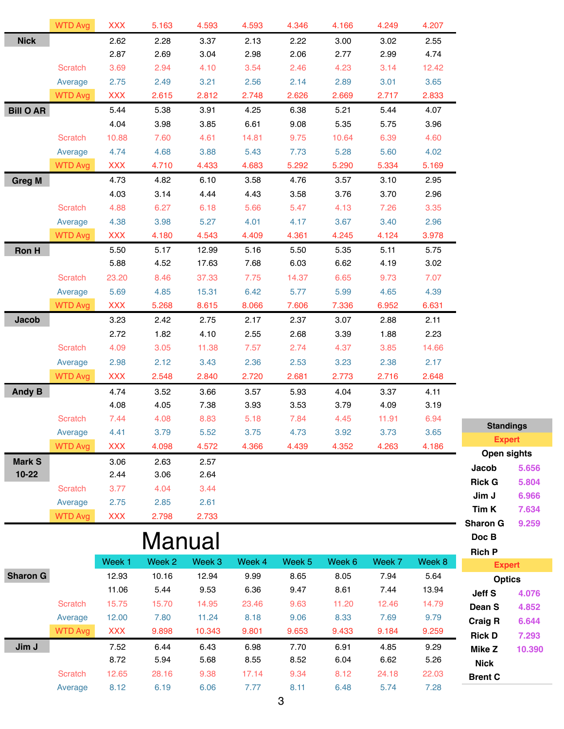| | | | | | | | | | |
|---|---|---|---|---|---|---|---|---|---|
| | WTD Avg | XXX | 5.163 | 4.593 | 4.593 | 4.346 | 4.166 | 4.249 | 4.207 |
| **Nick** | | 2.62 | 2.28 | 3.37 | 2.13 | 2.22 | 3.00 | 3.02 | 2.55 |
| | | 2.87 | 2.69 | 3.04 | 2.98 | 2.06 | 2.77 | 2.99 | 4.74 |
| | Scratch | 3.69 | 2.94 | 4.10 | 3.54 | 2.46 | 4.23 | 3.14 | 12.42 |
| | Average | 2.75 | 2.49 | 3.21 | 2.56 | 2.14 | 2.89 | 3.01 | 3.65 |
| | WTD Avg | XXX | 2.615 | 2.812 | 2.748 | 2.626 | 2.669 | 2.717 | 2.833 |
| **Bill O AR** | | 5.44 | 5.38 | 3.91 | 4.25 | 6.38 | 5.21 | 5.44 | 4.07 |
| | | 4.04 | 3.98 | 3.85 | 6.61 | 9.08 | 5.35 | 5.75 | 3.96 |
| | Scratch | 10.88 | 7.60 | 4.61 | 14.81 | 9.75 | 10.64 | 6.39 | 4.60 |
| | Average | 4.74 | 4.68 | 3.88 | 5.43 | 7.73 | 5.28 | 5.60 | 4.02 |
| | WTD Avg | XXX | 4.710 | 4.433 | 4.683 | 5.292 | 5.290 | 5.334 | 5.169 |
| **Greg M** | | 4.73 | 4.82 | 6.10 | 3.58 | 4.76 | 3.57 | 3.10 | 2.95 |
| | | 4.03 | 3.14 | 4.44 | 4.43 | 3.58 | 3.76 | 3.70 | 2.96 |
| | Scratch | 4.88 | 6.27 | 6.18 | 5.66 | 5.47 | 4.13 | 7.26 | 3.35 |
| | Average | 4.38 | 3.98 | 5.27 | 4.01 | 4.17 | 3.67 | 3.40 | 2.96 |
| | WTD Avg | XXX | 4.180 | 4.543 | 4.409 | 4.361 | 4.245 | 4.124 | 3.978 |
| **Ron H** | | 5.50 | 5.17 | 12.99 | 5.16 | 5.50 | 5.35 | 5.11 | 5.75 |
| | | 5.88 | 4.52 | 17.63 | 7.68 | 6.03 | 6.62 | 4.19 | 3.02 |
| | Scratch | 23.20 | 8.46 | 37.33 | 7.75 | 14.37 | 6.65 | 9.73 | 7.07 |
| | Average | 5.69 | 4.85 | 15.31 | 6.42 | 5.77 | 5.99 | 4.65 | 4.39 |
| | WTD Avg | XXX | 5.268 | 8.615 | 8.066 | 7.606 | 7.336 | 6.952 | 6.631 |
| **Jacob** | | 3.23 | 2.42 | 2.75 | 2.17 | 2.37 | 3.07 | 2.88 | 2.11 |
| | | 2.72 | 1.82 | 4.10 | 2.55 | 2.68 | 3.39 | 1.88 | 2.23 |
| | Scratch | 4.09 | 3.05 | 11.38 | 7.57 | 2.74 | 4.37 | 3.85 | 14.66 |
| | Average | 2.98 | 2.12 | 3.43 | 2.36 | 2.53 | 3.23 | 2.38 | 2.17 |
| | WTD Avg | XXX | 2.548 | 2.840 | 2.720 | 2.681 | 2.773 | 2.716 | 2.648 |
| **Andy B** | | 4.74 | 3.52 | 3.66 | 3.57 | 5.93 | 4.04 | 3.37 | 4.11 |
| | | 4.08 | 4.05 | 7.38 | 3.93 | 3.53 | 3.79 | 4.09 | 3.19 |
| | Scratch | 7.44 | 4.08 | 8.83 | 5.18 | 7.84 | 4.45 | 11.91 | 6.94 |
| | Average | 4.41 | 3.79 | 5.52 | 3.75 | 4.73 | 3.92 | 3.73 | 3.65 |
| | WTD Avg | XXX | 4.098 | 4.572 | 4.366 | 4.439 | 4.352 | 4.263 | 4.186 |
| **Mark S 10-22** | | 3.06 | 2.63 | 2.57 | | | | | |
| | | 2.44 | 3.06 | 2.64 | | | | | |
| | Scratch | 3.77 | 4.04 | 3.44 | | | | | |
| | Average | 2.75 | 2.85 | 2.61 | | | | | |
| | WTD Avg | XXX | 2.798 | 2.733 | | | | | |

# Manual

| | | Week 1 | Week 2 | Week 3 | Week 4 | Week 5 | Week 6 | Week 7 | Week 8 |
|---|---|---|---|---|---|---|---|---|---|
| **Sharon G** | | 12.93 | 10.16 | 12.94 | 9.99 | 8.65 | 8.05 | 7.94 | 5.64 |
| | | 11.06 | 5.44 | 9.53 | 6.36 | 9.47 | 8.61 | 7.44 | 13.94 |
| | Scratch | 15.75 | 15.70 | 14.95 | 23.46 | 9.63 | 11.20 | 12.46 | 14.79 |
| | Average | 12.00 | 7.80 | 11.24 | 8.18 | 9.06 | 8.33 | 7.69 | 9.79 |
| | WTD Avg | XXX | 9.898 | 10.343 | 9.801 | 9.653 | 9.433 | 9.184 | 9.259 |
| **Jim J** | | 7.52 | 6.44 | 6.43 | 6.98 | 7.70 | 6.91 | 4.85 | 9.29 |
| | | 8.72 | 5.94 | 5.68 | 8.55 | 8.52 | 6.04 | 6.62 | 5.26 |
| | Scratch | 12.65 | 28.16 | 9.38 | 17.14 | 9.34 | 8.12 | 24.18 | 22.03 |
| | Average | 8.12 | 6.19 | 6.06 | 7.77 | 8.11 | 6.48 | 5.74 | 7.28 |

## Standings

**Expert**

**Open sights**

| Name | Score |
|---|---|
| Jacob | 5.656 |
| Rick G | 5.804 |
| Jim J | 6.966 |
| Tim K | 7.634 |
| Sharon G | 9.259 |
| Doc B | |
| Rich P | |

**Expert**

**Optics**

| Name | Score |
|---|---|
| Jeff S | 4.076 |
| Dean S | 4.852 |
| Craig R | 6.644 |
| Rick D | 7.293 |
| Mike Z | 10.390 |
| Nick | |
| Brent C | |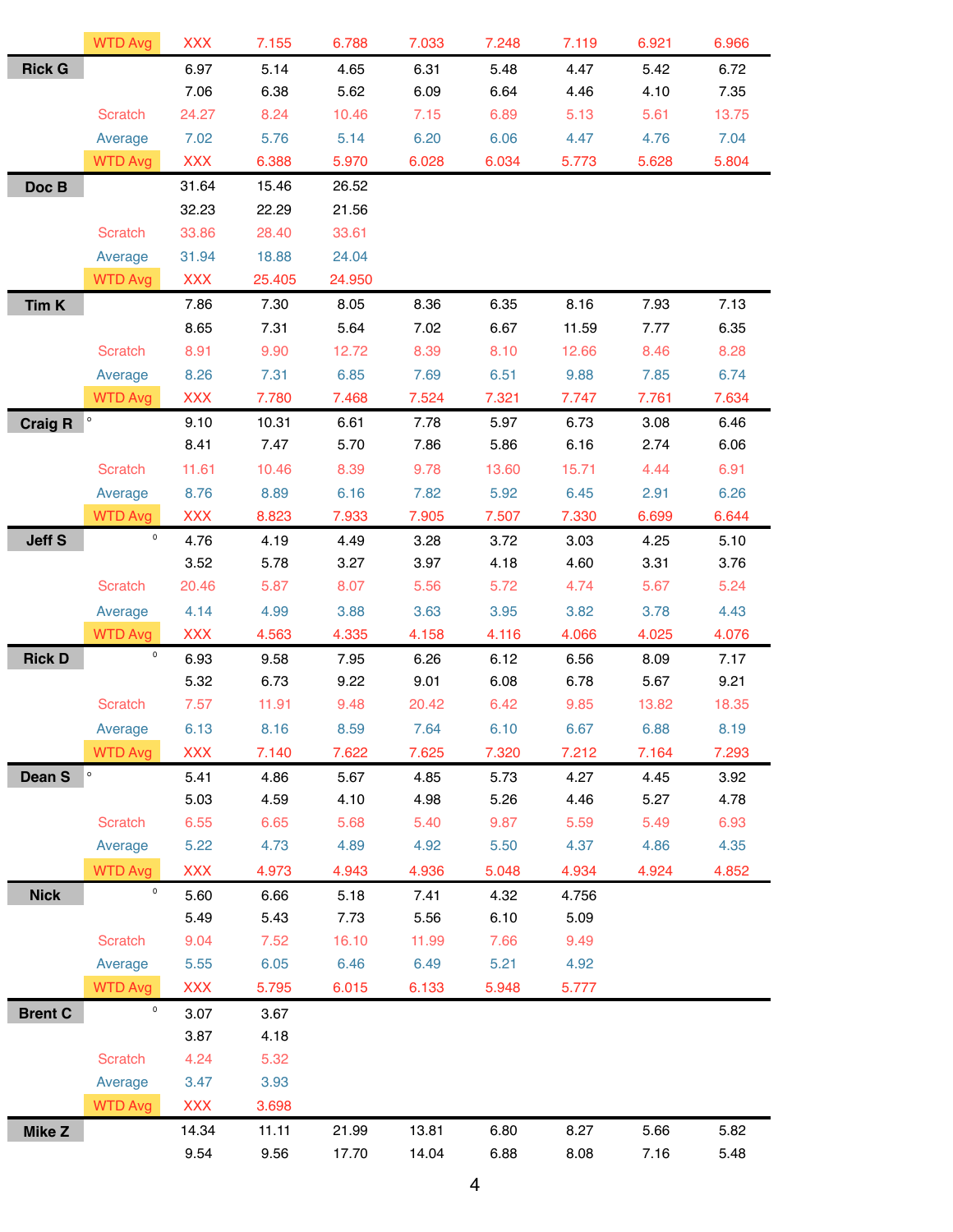| | | | | | | | | | |
|---|---|---|---|---|---|---|---|---|---|
| | WTD Avg | XXX | 7.155 | 6.788 | 7.033 | 7.248 | 7.119 | 6.921 | 6.966 |
| **Rick G** | | 6.97 | 5.14 | 4.65 | 6.31 | 5.48 | 4.47 | 5.42 | 6.72 |
| | | 7.06 | 6.38 | 5.62 | 6.09 | 6.64 | 4.46 | 4.10 | 7.35 |
| | Scratch | 24.27 | 8.24 | 10.46 | 7.15 | 6.89 | 5.13 | 5.61 | 13.75 |
| | Average | 7.02 | 5.76 | 5.14 | 6.20 | 6.06 | 4.47 | 4.76 | 7.04 |
| | WTD Avg | XXX | 6.388 | 5.970 | 6.028 | 6.034 | 5.773 | 5.628 | 5.804 |
| **Doc B** | | 31.64 | 15.46 | 26.52 | | | | | |
| | | 32.23 | 22.29 | 21.56 | | | | | |
| | Scratch | 33.86 | 28.40 | 33.61 | | | | | |
| | Average | 31.94 | 18.88 | 24.04 | | | | | |
| | WTD Avg | XXX | 25.405 | 24.950 | | | | | |
| **Tim K** | | 7.86 | 7.30 | 8.05 | 8.36 | 6.35 | 8.16 | 7.93 | 7.13 |
| | | 8.65 | 7.31 | 5.64 | 7.02 | 6.67 | 11.59 | 7.77 | 6.35 |
| | Scratch | 8.91 | 9.90 | 12.72 | 8.39 | 8.10 | 12.66 | 8.46 | 8.28 |
| | Average | 8.26 | 7.31 | 6.85 | 7.69 | 6.51 | 9.88 | 7.85 | 6.74 |
| | WTD Avg | XXX | 7.780 | 7.468 | 7.524 | 7.321 | 7.747 | 7.761 | 7.634 |
| **Craig R** | ° | 9.10 | 10.31 | 6.61 | 7.78 | 5.97 | 6.73 | 3.08 | 6.46 |
| | | 8.41 | 7.47 | 5.70 | 7.86 | 5.86 | 6.16 | 2.74 | 6.06 |
| | Scratch | 11.61 | 10.46 | 8.39 | 9.78 | 13.60 | 15.71 | 4.44 | 6.91 |
| | Average | 8.76 | 8.89 | 6.16 | 7.82 | 5.92 | 6.45 | 2.91 | 6.26 |
| | WTD Avg | XXX | 8.823 | 7.933 | 7.905 | 7.507 | 7.330 | 6.699 | 6.644 |
| **Jeff S** | ° | 4.76 | 4.19 | 4.49 | 3.28 | 3.72 | 3.03 | 4.25 | 5.10 |
| | | 3.52 | 5.78 | 3.27 | 3.97 | 4.18 | 4.60 | 3.31 | 3.76 |
| | Scratch | 20.46 | 5.87 | 8.07 | 5.56 | 5.72 | 4.74 | 5.67 | 5.24 |
| | Average | 4.14 | 4.99 | 3.88 | 3.63 | 3.95 | 3.82 | 3.78 | 4.43 |
| | WTD Avg | XXX | 4.563 | 4.335 | 4.158 | 4.116 | 4.066 | 4.025 | 4.076 |
| **Rick D** | ° | 6.93 | 9.58 | 7.95 | 6.26 | 6.12 | 6.56 | 8.09 | 7.17 |
| | | 5.32 | 6.73 | 9.22 | 9.01 | 6.08 | 6.78 | 5.67 | 9.21 |
| | Scratch | 7.57 | 11.91 | 9.48 | 20.42 | 6.42 | 9.85 | 13.82 | 18.35 |
| | Average | 6.13 | 8.16 | 8.59 | 7.64 | 6.10 | 6.67 | 6.88 | 8.19 |
| | WTD Avg | XXX | 7.140 | 7.622 | 7.625 | 7.320 | 7.212 | 7.164 | 7.293 |
| **Dean S** | ° | 5.41 | 4.86 | 5.67 | 4.85 | 5.73 | 4.27 | 4.45 | 3.92 |
| | | 5.03 | 4.59 | 4.10 | 4.98 | 5.26 | 4.46 | 5.27 | 4.78 |
| | Scratch | 6.55 | 6.65 | 5.68 | 5.40 | 9.87 | 5.59 | 5.49 | 6.93 |
| | Average | 5.22 | 4.73 | 4.89 | 4.92 | 5.50 | 4.37 | 4.86 | 4.35 |
| | WTD Avg | XXX | 4.973 | 4.943 | 4.936 | 5.048 | 4.934 | 4.924 | 4.852 |
| **Nick** | ° | 5.60 | 6.66 | 5.18 | 7.41 | 4.32 | 4.756 | | |
| | | 5.49 | 5.43 | 7.73 | 5.56 | 6.10 | 5.09 | | |
| | Scratch | 9.04 | 7.52 | 16.10 | 11.99 | 7.66 | 9.49 | | |
| | Average | 5.55 | 6.05 | 6.46 | 6.49 | 5.21 | 4.92 | | |
| | WTD Avg | XXX | 5.795 | 6.015 | 6.133 | 5.948 | 5.777 | | |
| **Brent C** | ° | 3.07 | 3.67 | | | | | | |
| | | 3.87 | 4.18 | | | | | | |
| | Scratch | 4.24 | 5.32 | | | | | | |
| | Average | 3.47 | 3.93 | | | | | | |
| | WTD Avg | XXX | 3.698 | | | | | | |
| **Mike Z** | | 14.34 | 11.11 | 21.99 | 13.81 | 6.80 | 8.27 | 5.66 | 5.82 |
| | | 9.54 | 9.56 | 17.70 | 14.04 | 6.88 | 8.08 | 7.16 | 5.48 |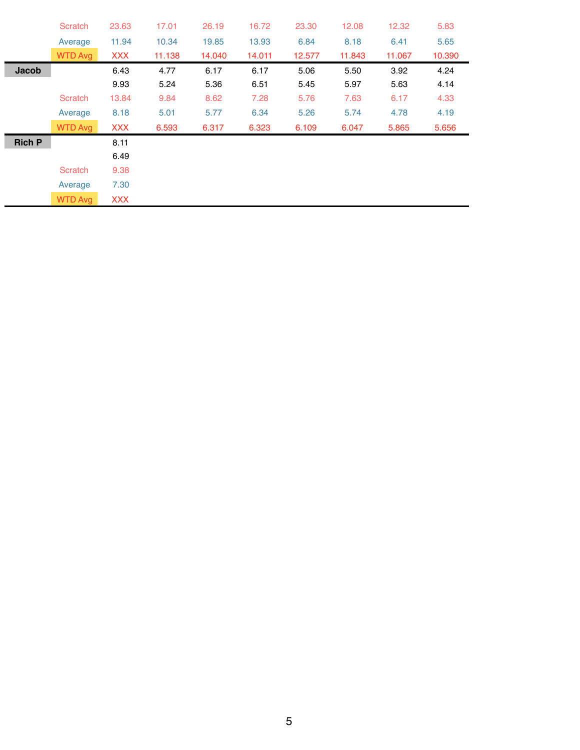| | | | | | | | | | |
|---|---|---|---|---|---|---|---|---|---|
| | Scratch | 23.63 | 17.01 | 26.19 | 16.72 | 23.30 | 12.08 | 12.32 | 5.83 |
| | Average | 11.94 | 10.34 | 19.85 | 13.93 | 6.84 | 8.18 | 6.41 | 5.65 |
| | WTD Avg | XXX | 11.138 | 14.040 | 14.011 | 12.577 | 11.843 | 11.067 | 10.390 |
| **Jacob** | | 6.43 | 4.77 | 6.17 | 6.17 | 5.06 | 5.50 | 3.92 | 4.24 |
| | | 9.93 | 5.24 | 5.36 | 6.51 | 5.45 | 5.97 | 5.63 | 4.14 |
| | Scratch | 13.84 | 9.84 | 8.62 | 7.28 | 5.76 | 7.63 | 6.17 | 4.33 |
| | Average | 8.18 | 5.01 | 5.77 | 6.34 | 5.26 | 5.74 | 4.78 | 4.19 |
| | WTD Avg | XXX | 6.593 | 6.317 | 6.323 | 6.109 | 6.047 | 5.865 | 5.656 |
| **Rich P** | | 8.11 | | | | | | | |
| | | 6.49 | | | | | | | |
| | Scratch | 9.38 | | | | | | | |
| | Average | 7.30 | | | | | | | |
| | WTD Avg | XXX | | | | | | | |